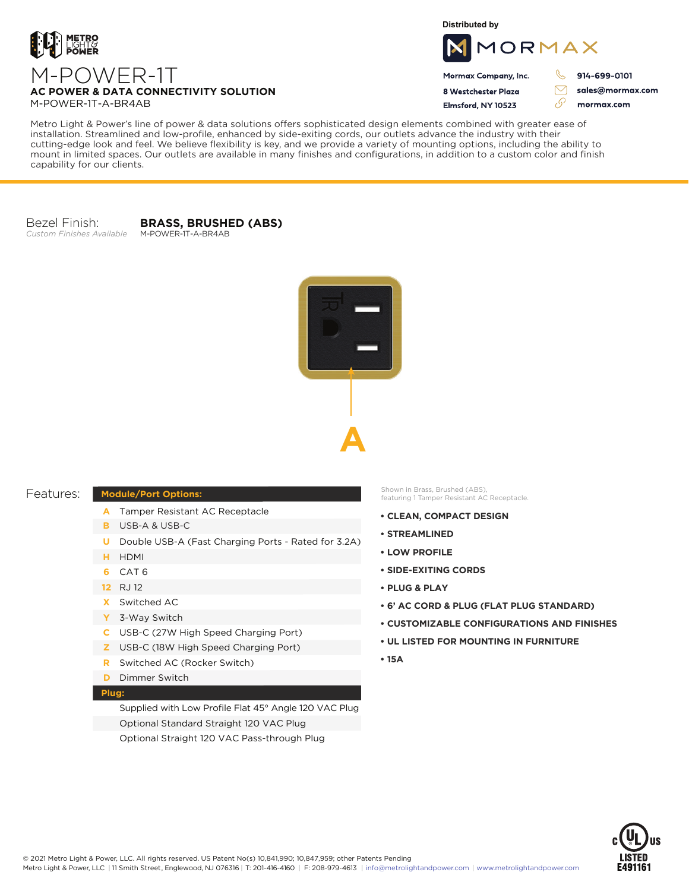METRO LIGHT & POWER

# M-POWER-1T

**AC POWER & DATA CONNECTIVITY SOLUTION**

M-POWER-1T-A-BR4AB

Distributed by

MORMAX

**Mormax Company, Inc.**
**8 Westchester Plaza**
**Elmsford, NY 10523**

**914-699-0101**
**sales@mormax.com**
**mormax.com**

Metro Light & Power's line of power & data solutions offers sophisticated design elements combined with greater ease of installation. Streamlined and low-profile, enhanced by side-exiting cords, our outlets advance the industry with their cutting-edge look and feel. We believe flexibility is key, and we provide a variety of mounting options, including the ability to mount in limited spaces. Our outlets are available in many finishes and configurations, in addition to a custom color and finish capability for our clients.

Bezel Finish: **BRASS, BRUSHED (ABS)**
*Custom Finishes Available* M-POWER-1T-A-BR4AB

TR

A

Features:

| Module/Port Options: | |
|---|---|
| A | Tamper Resistant AC Receptacle |
| B | USB-A & USB-C |
| U | Double USB-A (Fast Charging Ports - Rated for 3.2A) |
| H | HDMI |
| 6 | CAT 6 |
| 12 | RJ 12 |
| X | Switched AC |
| Y | 3-Way Switch |
| C | USB-C (27W High Speed Charging Port) |
| Z | USB-C (18W High Speed Charging Port) |
| R | Switched AC (Rocker Switch) |
| D | Dimmer Switch |
| **Plug:** | |
| | Supplied with Low Profile Flat 45° Angle 120 VAC Plug |
| | Optional Standard Straight 120 VAC Plug |
| | Optional Straight 120 VAC Pass-through Plug |

Shown in Brass, Brushed (ABS), featuring 1 Tamper Resistant AC Receptacle.

- **CLEAN, COMPACT DESIGN**
- **STREAMLINED**
- **LOW PROFILE**
- **SIDE-EXITING CORDS**
- **PLUG & PLAY**
- **6' AC CORD & PLUG (FLAT PLUG STANDARD)**
- **CUSTOMIZABLE CONFIGURATIONS AND FINISHES**
- **UL LISTED FOR MOUNTING IN FURNITURE**
- **15A**

c UL us LISTED E491161

© 2021 Metro Light & Power, LLC. All rights reserved. US Patent No(s) 10,841,990; 10,847,959; other Patents Pending
Metro Light & Power, LLC | 11 Smith Street, Englewood, NJ 076316 | T: 201-416-4160 | F: 208-979-4613 | info@metrolightandpower.com | www.metrolightandpower.com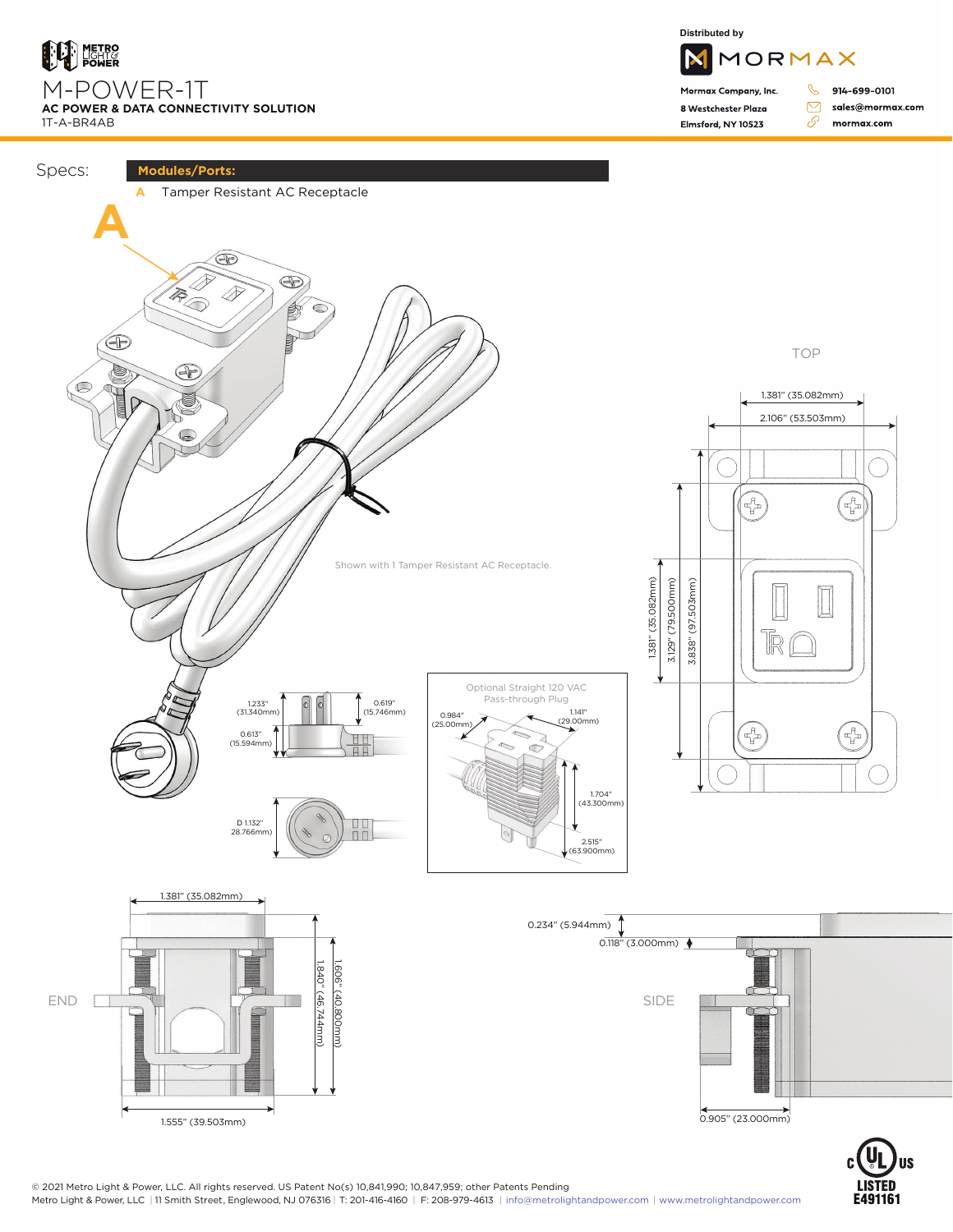# M-POWER-1T

**AC POWER & DATA CONNECTIVITY SOLUTION**

1T-A-BR4AB

Distributed by

MORMAX

Mormax Company, Inc.
8 Westchester Plaza
Elmsford, NY 10523

914-699-0101
sales@mormax.com
mormax.com

Specs:

**Modules/Ports:**

A Tamper Resistant AC Receptacle

A

Shown with 1 Tamper Resistant AC Receptacle.

TOP

1.381" (35.082mm)
2.106" (53.503mm)
1.381" (35.082mm)
3.129" (79.500mm)
3.838" (97.503mm)

1.233" (31.340mm)
0.619" (15.746mm)
0.613" (15.594mm)
D 1.132" 28.766mm)

Optional Straight 120 VAC Pass-through Plug

0.984" (25.00mm)
1.141" (29.00mm)
1.704" (43.300mm)
2.515" (63.900mm)

END

1.381" (35.082mm)
1.840" (46.744mm)
1.606" (40.800mm)
1.555" (39.503mm)

SIDE

0.234" (5.944mm)
0.118" (3.000mm)
0.905" (23.000mm)

© 2021 Metro Light & Power, LLC. All rights reserved. US Patent No(s) 10,841,990; 10,847,959; other Patents Pending

Metro Light & Power, LLC | 11 Smith Street, Englewood, NJ 076316 | T: 201-416-4160 | F: 208-979-4613 | info@metrolightandpower.com | www.metrolightandpower.com

c UL us LISTED E491161